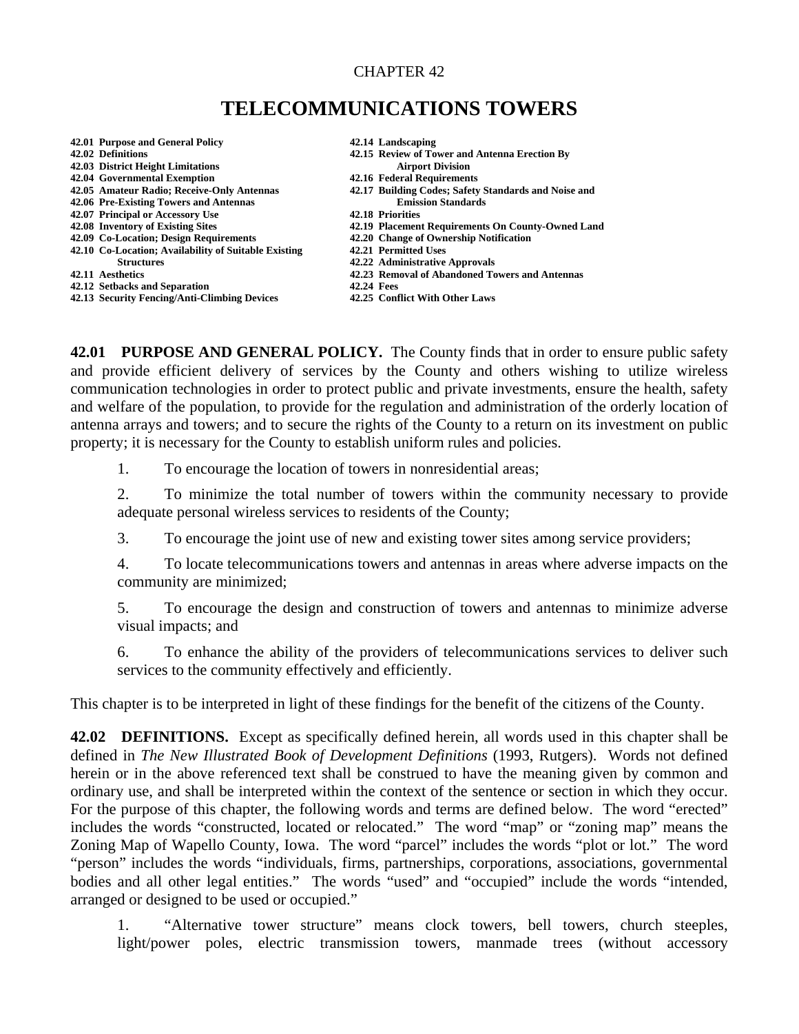CHAPTER 42

# TELECOMMUNICATIONS TOWERS

**42.01 Purpose and General Policy**
**42.02 Definitions**
**42.03 District Height Limitations**
**42.04 Governmental Exemption**
**42.05 Amateur Radio; Receive-Only Antennas**
**42.06 Pre-Existing Towers and Antennas**
**42.07 Principal or Accessory Use**
**42.08 Inventory of Existing Sites**
**42.09 Co-Location; Design Requirements**
**42.10 Co-Location; Availability of Suitable Existing Structures**
**42.11 Aesthetics**
**42.12 Setbacks and Separation**
**42.13 Security Fencing/Anti-Climbing Devices**
**42.14 Landscaping**
**42.15 Review of Tower and Antenna Erection By Airport Division**
**42.16 Federal Requirements**
**42.17 Building Codes; Safety Standards and Noise and Emission Standards**
**42.18 Priorities**
**42.19 Placement Requirements On County-Owned Land**
**42.20 Change of Ownership Notification**
**42.21 Permitted Uses**
**42.22 Administrative Approvals**
**42.23 Removal of Abandoned Towers and Antennas**
**42.24 Fees**
**42.25 Conflict With Other Laws**

**42.01 PURPOSE AND GENERAL POLICY.** The County finds that in order to ensure public safety and provide efficient delivery of services by the County and others wishing to utilize wireless communication technologies in order to protect public and private investments, ensure the health, safety and welfare of the population, to provide for the regulation and administration of the orderly location of antenna arrays and towers; and to secure the rights of the County to a return on its investment on public property; it is necessary for the County to establish uniform rules and policies.

1. To encourage the location of towers in nonresidential areas;

2. To minimize the total number of towers within the community necessary to provide adequate personal wireless services to residents of the County;

3. To encourage the joint use of new and existing tower sites among service providers;

4. To locate telecommunications towers and antennas in areas where adverse impacts on the community are minimized;

5. To encourage the design and construction of towers and antennas to minimize adverse visual impacts; and

6. To enhance the ability of the providers of telecommunications services to deliver such services to the community effectively and efficiently.

This chapter is to be interpreted in light of these findings for the benefit of the citizens of the County.

**42.02 DEFINITIONS.** Except as specifically defined herein, all words used in this chapter shall be defined in *The New Illustrated Book of Development Definitions* (1993, Rutgers). Words not defined herein or in the above referenced text shall be construed to have the meaning given by common and ordinary use, and shall be interpreted within the context of the sentence or section in which they occur. For the purpose of this chapter, the following words and terms are defined below. The word "erected" includes the words "constructed, located or relocated." The word "map" or "zoning map" means the Zoning Map of Wapello County, Iowa. The word "parcel" includes the words "plot or lot." The word "person" includes the words "individuals, firms, partnerships, corporations, associations, governmental bodies and all other legal entities." The words "used" and "occupied" include the words "intended, arranged or designed to be used or occupied."

1. "Alternative tower structure" means clock towers, bell towers, church steeples, light/power poles, electric transmission towers, manmade trees (without accessory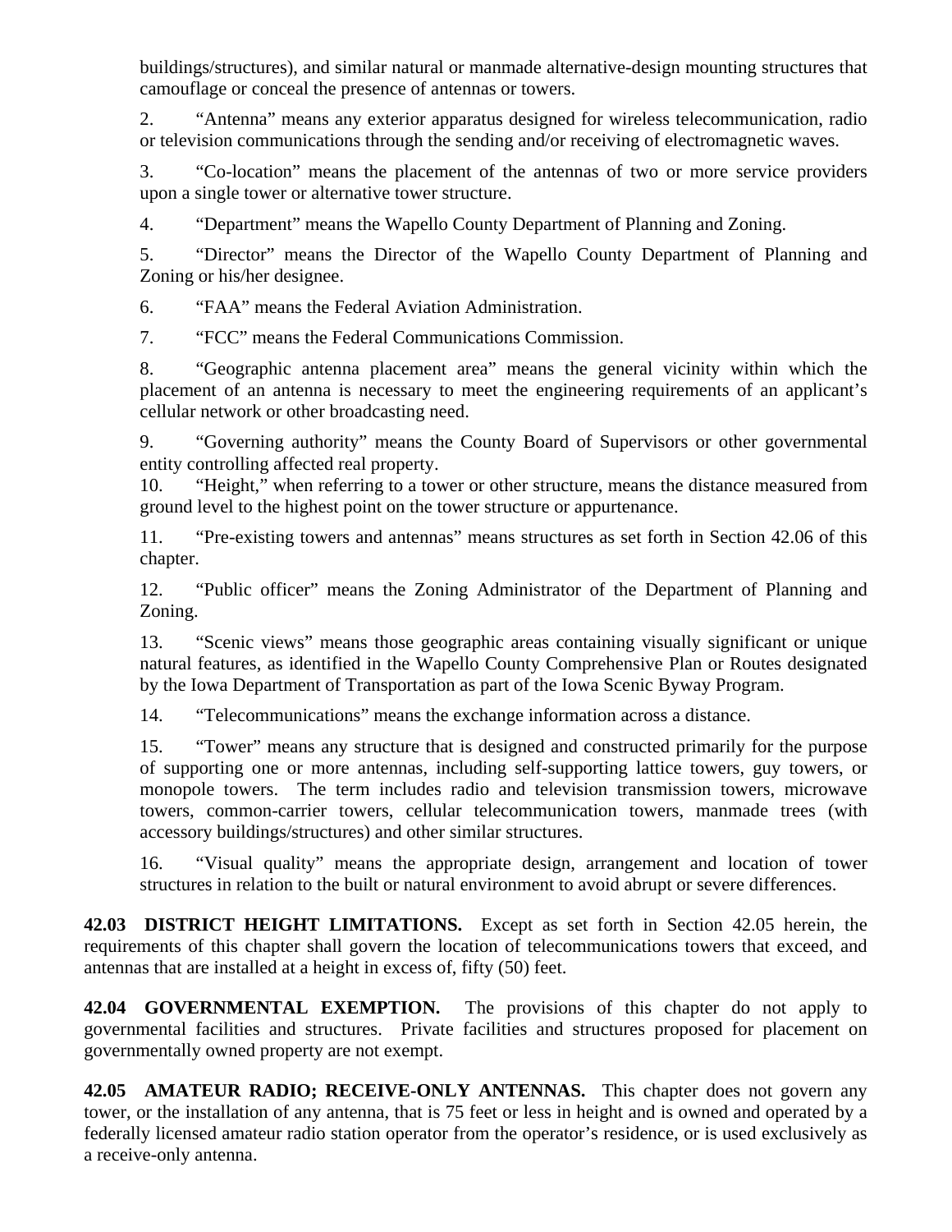buildings/structures), and similar natural or manmade alternative-design mounting structures that camouflage or conceal the presence of antennas or towers.

2. "Antenna" means any exterior apparatus designed for wireless telecommunication, radio or television communications through the sending and/or receiving of electromagnetic waves.

3. "Co-location" means the placement of the antennas of two or more service providers upon a single tower or alternative tower structure.

4. "Department" means the Wapello County Department of Planning and Zoning.

5. "Director" means the Director of the Wapello County Department of Planning and Zoning or his/her designee.

6. "FAA" means the Federal Aviation Administration.

7. "FCC" means the Federal Communications Commission.

8. "Geographic antenna placement area" means the general vicinity within which the placement of an antenna is necessary to meet the engineering requirements of an applicant's cellular network or other broadcasting need.

9. "Governing authority" means the County Board of Supervisors or other governmental entity controlling affected real property.

10. "Height," when referring to a tower or other structure, means the distance measured from ground level to the highest point on the tower structure or appurtenance.

11. "Pre-existing towers and antennas" means structures as set forth in Section 42.06 of this chapter.

12. "Public officer" means the Zoning Administrator of the Department of Planning and Zoning.

13. "Scenic views" means those geographic areas containing visually significant or unique natural features, as identified in the Wapello County Comprehensive Plan or Routes designated by the Iowa Department of Transportation as part of the Iowa Scenic Byway Program.

14. "Telecommunications" means the exchange information across a distance.

15. "Tower" means any structure that is designed and constructed primarily for the purpose of supporting one or more antennas, including self-supporting lattice towers, guy towers, or monopole towers. The term includes radio and television transmission towers, microwave towers, common-carrier towers, cellular telecommunication towers, manmade trees (with accessory buildings/structures) and other similar structures.

16. "Visual quality" means the appropriate design, arrangement and location of tower structures in relation to the built or natural environment to avoid abrupt or severe differences.

**42.03 DISTRICT HEIGHT LIMITATIONS.** Except as set forth in Section 42.05 herein, the requirements of this chapter shall govern the location of telecommunications towers that exceed, and antennas that are installed at a height in excess of, fifty (50) feet.

**42.04 GOVERNMENTAL EXEMPTION.** The provisions of this chapter do not apply to governmental facilities and structures. Private facilities and structures proposed for placement on governmentally owned property are not exempt.

**42.05 AMATEUR RADIO; RECEIVE-ONLY ANTENNAS.** This chapter does not govern any tower, or the installation of any antenna, that is 75 feet or less in height and is owned and operated by a federally licensed amateur radio station operator from the operator's residence, or is used exclusively as a receive-only antenna.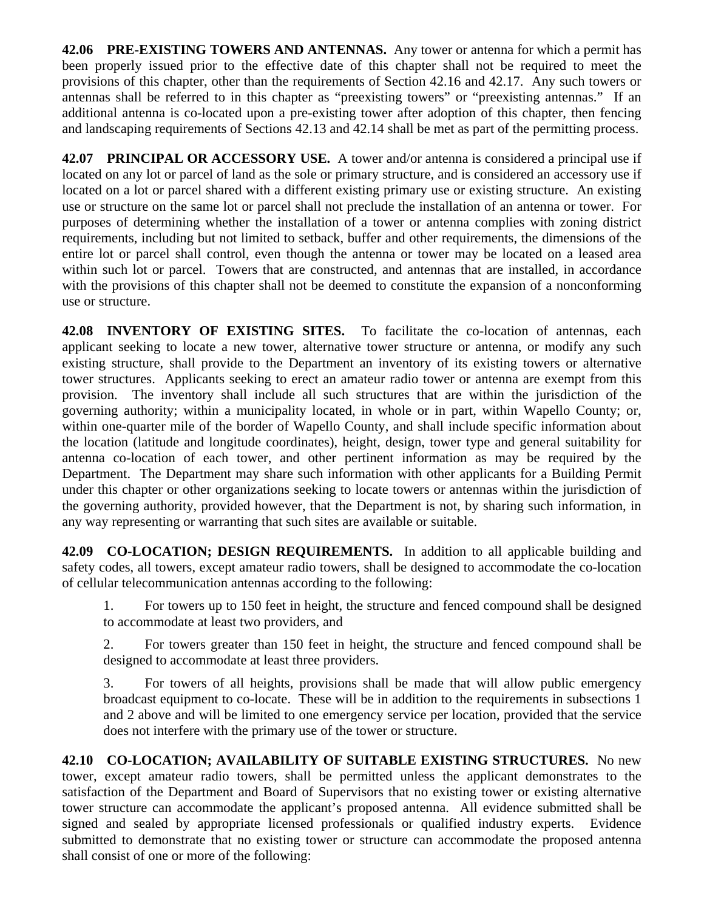**42.06 PRE-EXISTING TOWERS AND ANTENNAS.** Any tower or antenna for which a permit has been properly issued prior to the effective date of this chapter shall not be required to meet the provisions of this chapter, other than the requirements of Section 42.16 and 42.17. Any such towers or antennas shall be referred to in this chapter as "preexisting towers" or "preexisting antennas." If an additional antenna is co-located upon a pre-existing tower after adoption of this chapter, then fencing and landscaping requirements of Sections 42.13 and 42.14 shall be met as part of the permitting process.

**42.07 PRINCIPAL OR ACCESSORY USE.** A tower and/or antenna is considered a principal use if located on any lot or parcel of land as the sole or primary structure, and is considered an accessory use if located on a lot or parcel shared with a different existing primary use or existing structure. An existing use or structure on the same lot or parcel shall not preclude the installation of an antenna or tower. For purposes of determining whether the installation of a tower or antenna complies with zoning district requirements, including but not limited to setback, buffer and other requirements, the dimensions of the entire lot or parcel shall control, even though the antenna or tower may be located on a leased area within such lot or parcel. Towers that are constructed, and antennas that are installed, in accordance with the provisions of this chapter shall not be deemed to constitute the expansion of a nonconforming use or structure.

**42.08 INVENTORY OF EXISTING SITES.** To facilitate the co-location of antennas, each applicant seeking to locate a new tower, alternative tower structure or antenna, or modify any such existing structure, shall provide to the Department an inventory of its existing towers or alternative tower structures. Applicants seeking to erect an amateur radio tower or antenna are exempt from this provision. The inventory shall include all such structures that are within the jurisdiction of the governing authority; within a municipality located, in whole or in part, within Wapello County; or, within one-quarter mile of the border of Wapello County, and shall include specific information about the location (latitude and longitude coordinates), height, design, tower type and general suitability for antenna co-location of each tower, and other pertinent information as may be required by the Department. The Department may share such information with other applicants for a Building Permit under this chapter or other organizations seeking to locate towers or antennas within the jurisdiction of the governing authority, provided however, that the Department is not, by sharing such information, in any way representing or warranting that such sites are available or suitable.

**42.09 CO-LOCATION; DESIGN REQUIREMENTS.** In addition to all applicable building and safety codes, all towers, except amateur radio towers, shall be designed to accommodate the co-location of cellular telecommunication antennas according to the following:

1. For towers up to 150 feet in height, the structure and fenced compound shall be designed to accommodate at least two providers, and

2. For towers greater than 150 feet in height, the structure and fenced compound shall be designed to accommodate at least three providers.

3. For towers of all heights, provisions shall be made that will allow public emergency broadcast equipment to co-locate. These will be in addition to the requirements in subsections 1 and 2 above and will be limited to one emergency service per location, provided that the service does not interfere with the primary use of the tower or structure.

**42.10 CO-LOCATION; AVAILABILITY OF SUITABLE EXISTING STRUCTURES.** No new tower, except amateur radio towers, shall be permitted unless the applicant demonstrates to the satisfaction of the Department and Board of Supervisors that no existing tower or existing alternative tower structure can accommodate the applicant's proposed antenna. All evidence submitted shall be signed and sealed by appropriate licensed professionals or qualified industry experts. Evidence submitted to demonstrate that no existing tower or structure can accommodate the proposed antenna shall consist of one or more of the following: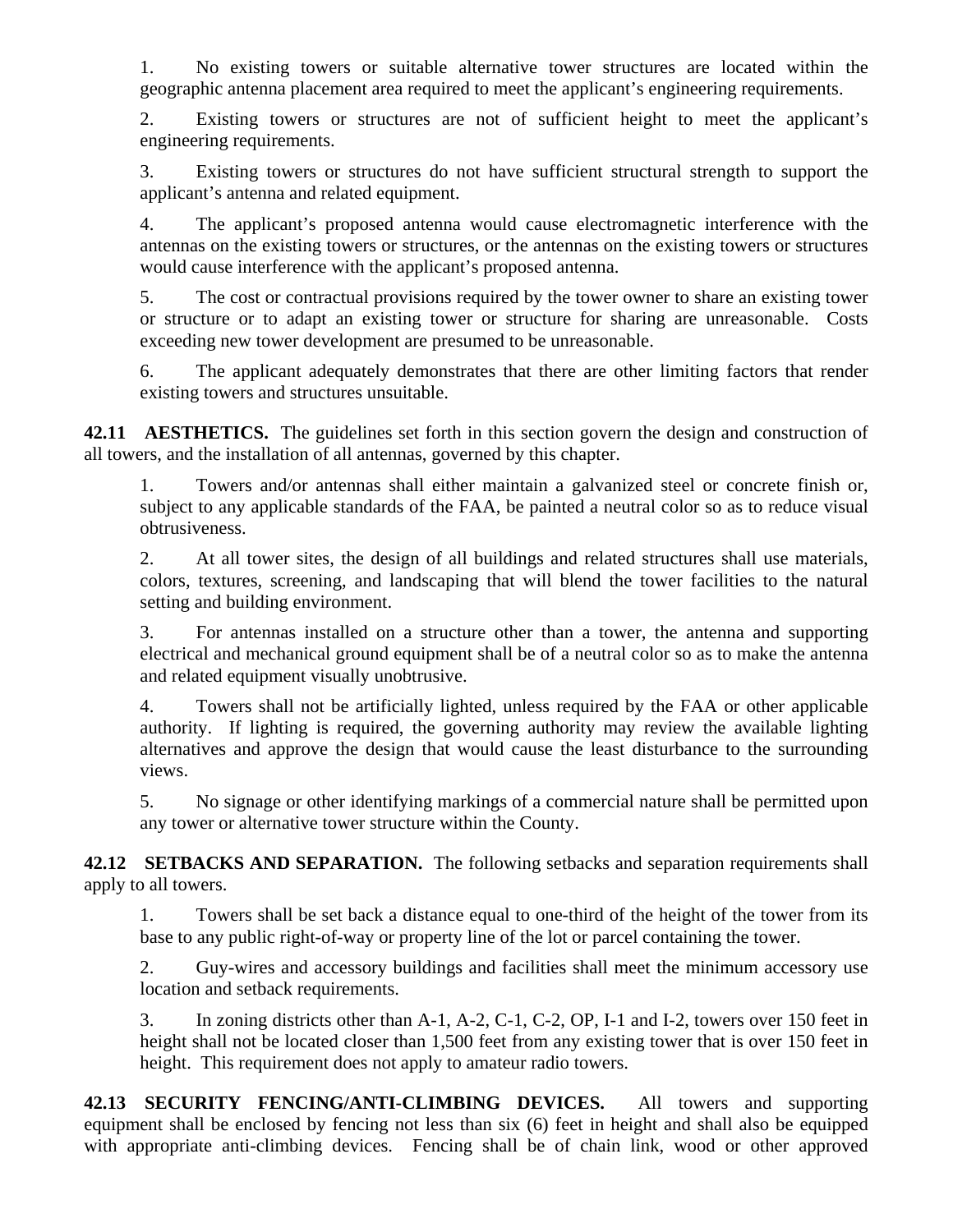1. No existing towers or suitable alternative tower structures are located within the geographic antenna placement area required to meet the applicant's engineering requirements.

2. Existing towers or structures are not of sufficient height to meet the applicant's engineering requirements.

3. Existing towers or structures do not have sufficient structural strength to support the applicant's antenna and related equipment.

4. The applicant's proposed antenna would cause electromagnetic interference with the antennas on the existing towers or structures, or the antennas on the existing towers or structures would cause interference with the applicant's proposed antenna.

5. The cost or contractual provisions required by the tower owner to share an existing tower or structure or to adapt an existing tower or structure for sharing are unreasonable. Costs exceeding new tower development are presumed to be unreasonable.

6. The applicant adequately demonstrates that there are other limiting factors that render existing towers and structures unsuitable.

**42.11 AESTHETICS.** The guidelines set forth in this section govern the design and construction of all towers, and the installation of all antennas, governed by this chapter.

1. Towers and/or antennas shall either maintain a galvanized steel or concrete finish or, subject to any applicable standards of the FAA, be painted a neutral color so as to reduce visual obtrusiveness.

2. At all tower sites, the design of all buildings and related structures shall use materials, colors, textures, screening, and landscaping that will blend the tower facilities to the natural setting and building environment.

3. For antennas installed on a structure other than a tower, the antenna and supporting electrical and mechanical ground equipment shall be of a neutral color so as to make the antenna and related equipment visually unobtrusive.

4. Towers shall not be artificially lighted, unless required by the FAA or other applicable authority. If lighting is required, the governing authority may review the available lighting alternatives and approve the design that would cause the least disturbance to the surrounding views.

5. No signage or other identifying markings of a commercial nature shall be permitted upon any tower or alternative tower structure within the County.

**42.12 SETBACKS AND SEPARATION.** The following setbacks and separation requirements shall apply to all towers.

1. Towers shall be set back a distance equal to one-third of the height of the tower from its base to any public right-of-way or property line of the lot or parcel containing the tower.

2. Guy-wires and accessory buildings and facilities shall meet the minimum accessory use location and setback requirements.

3. In zoning districts other than A-1, A-2, C-1, C-2, OP, I-1 and I-2, towers over 150 feet in height shall not be located closer than 1,500 feet from any existing tower that is over 150 feet in height. This requirement does not apply to amateur radio towers.

**42.13 SECURITY FENCING/ANTI-CLIMBING DEVICES.** All towers and supporting equipment shall be enclosed by fencing not less than six (6) feet in height and shall also be equipped with appropriate anti-climbing devices. Fencing shall be of chain link, wood or other approved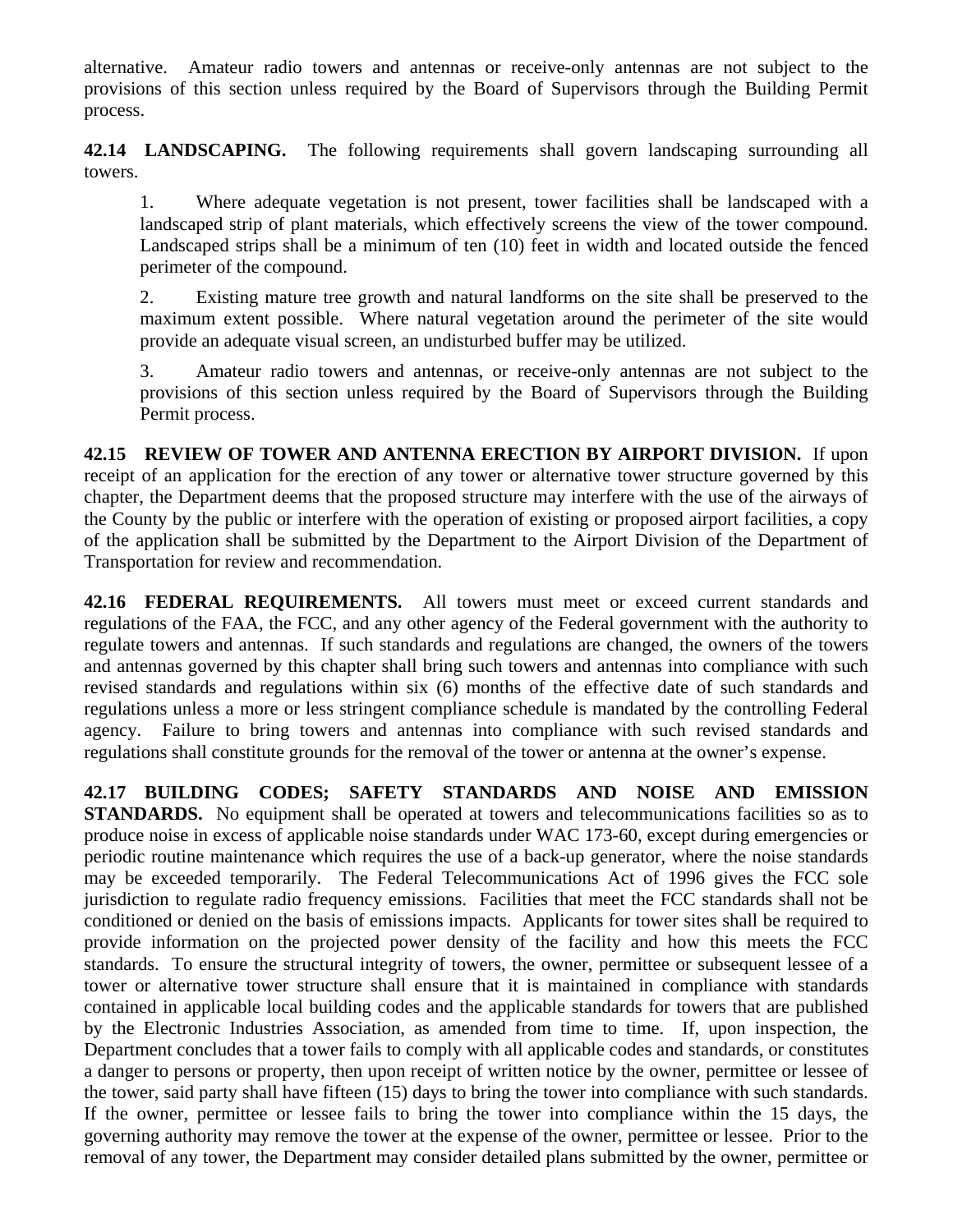alternative. Amateur radio towers and antennas or receive-only antennas are not subject to the provisions of this section unless required by the Board of Supervisors through the Building Permit process.

**42.14 LANDSCAPING.** The following requirements shall govern landscaping surrounding all towers.

1. Where adequate vegetation is not present, tower facilities shall be landscaped with a landscaped strip of plant materials, which effectively screens the view of the tower compound. Landscaped strips shall be a minimum of ten (10) feet in width and located outside the fenced perimeter of the compound.

2. Existing mature tree growth and natural landforms on the site shall be preserved to the maximum extent possible. Where natural vegetation around the perimeter of the site would provide an adequate visual screen, an undisturbed buffer may be utilized.

3. Amateur radio towers and antennas, or receive-only antennas are not subject to the provisions of this section unless required by the Board of Supervisors through the Building Permit process.

**42.15 REVIEW OF TOWER AND ANTENNA ERECTION BY AIRPORT DIVISION.** If upon receipt of an application for the erection of any tower or alternative tower structure governed by this chapter, the Department deems that the proposed structure may interfere with the use of the airways of the County by the public or interfere with the operation of existing or proposed airport facilities, a copy of the application shall be submitted by the Department to the Airport Division of the Department of Transportation for review and recommendation.

**42.16 FEDERAL REQUIREMENTS.** All towers must meet or exceed current standards and regulations of the FAA, the FCC, and any other agency of the Federal government with the authority to regulate towers and antennas. If such standards and regulations are changed, the owners of the towers and antennas governed by this chapter shall bring such towers and antennas into compliance with such revised standards and regulations within six (6) months of the effective date of such standards and regulations unless a more or less stringent compliance schedule is mandated by the controlling Federal agency. Failure to bring towers and antennas into compliance with such revised standards and regulations shall constitute grounds for the removal of the tower or antenna at the owner's expense.

**42.17 BUILDING CODES; SAFETY STANDARDS AND NOISE AND EMISSION STANDARDS.** No equipment shall be operated at towers and telecommunications facilities so as to produce noise in excess of applicable noise standards under WAC 173-60, except during emergencies or periodic routine maintenance which requires the use of a back-up generator, where the noise standards may be exceeded temporarily. The Federal Telecommunications Act of 1996 gives the FCC sole jurisdiction to regulate radio frequency emissions. Facilities that meet the FCC standards shall not be conditioned or denied on the basis of emissions impacts. Applicants for tower sites shall be required to provide information on the projected power density of the facility and how this meets the FCC standards. To ensure the structural integrity of towers, the owner, permittee or subsequent lessee of a tower or alternative tower structure shall ensure that it is maintained in compliance with standards contained in applicable local building codes and the applicable standards for towers that are published by the Electronic Industries Association, as amended from time to time. If, upon inspection, the Department concludes that a tower fails to comply with all applicable codes and standards, or constitutes a danger to persons or property, then upon receipt of written notice by the owner, permittee or lessee of the tower, said party shall have fifteen (15) days to bring the tower into compliance with such standards. If the owner, permittee or lessee fails to bring the tower into compliance within the 15 days, the governing authority may remove the tower at the expense of the owner, permittee or lessee. Prior to the removal of any tower, the Department may consider detailed plans submitted by the owner, permittee or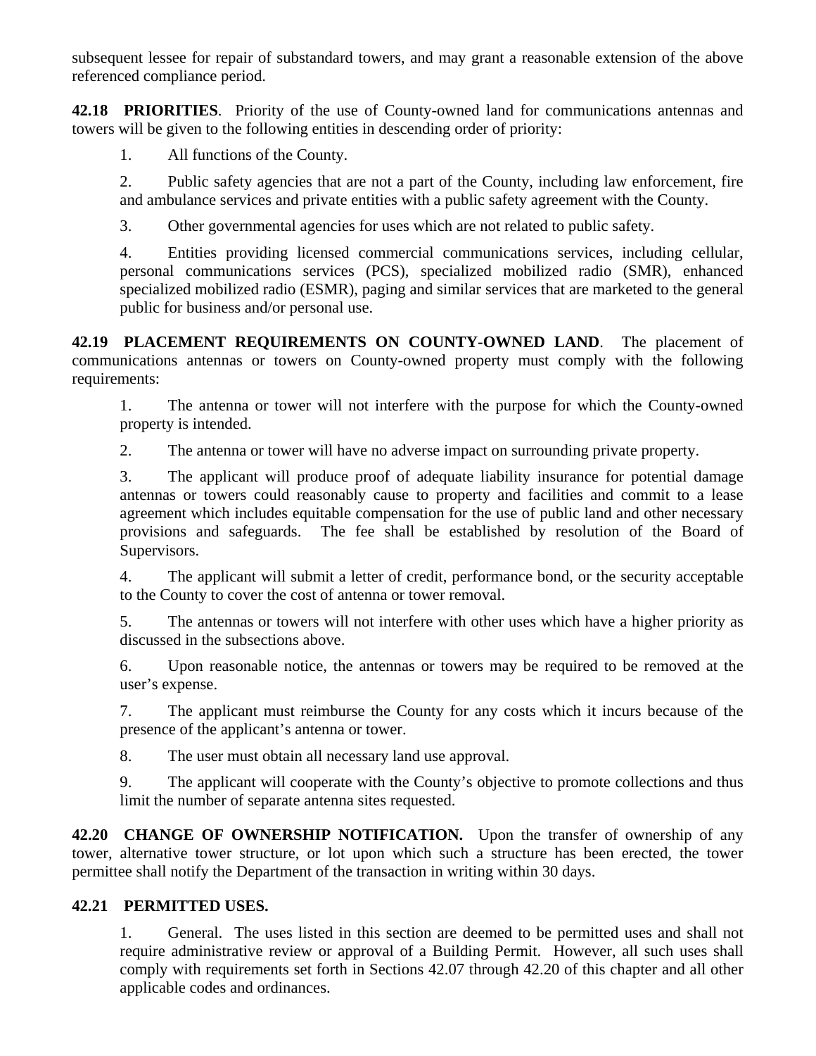subsequent lessee for repair of substandard towers, and may grant a reasonable extension of the above referenced compliance period.

**42.18 PRIORITIES**. Priority of the use of County-owned land for communications antennas and towers will be given to the following entities in descending order of priority:

1. All functions of the County.

2. Public safety agencies that are not a part of the County, including law enforcement, fire and ambulance services and private entities with a public safety agreement with the County.

3. Other governmental agencies for uses which are not related to public safety.

4. Entities providing licensed commercial communications services, including cellular, personal communications services (PCS), specialized mobilized radio (SMR), enhanced specialized mobilized radio (ESMR), paging and similar services that are marketed to the general public for business and/or personal use.

**42.19 PLACEMENT REQUIREMENTS ON COUNTY-OWNED LAND**. The placement of communications antennas or towers on County-owned property must comply with the following requirements:

1. The antenna or tower will not interfere with the purpose for which the County-owned property is intended.

2. The antenna or tower will have no adverse impact on surrounding private property.

3. The applicant will produce proof of adequate liability insurance for potential damage antennas or towers could reasonably cause to property and facilities and commit to a lease agreement which includes equitable compensation for the use of public land and other necessary provisions and safeguards. The fee shall be established by resolution of the Board of Supervisors.

4. The applicant will submit a letter of credit, performance bond, or the security acceptable to the County to cover the cost of antenna or tower removal.

5. The antennas or towers will not interfere with other uses which have a higher priority as discussed in the subsections above.

6. Upon reasonable notice, the antennas or towers may be required to be removed at the user's expense.

7. The applicant must reimburse the County for any costs which it incurs because of the presence of the applicant's antenna or tower.

8. The user must obtain all necessary land use approval.

9. The applicant will cooperate with the County's objective to promote collections and thus limit the number of separate antenna sites requested.

**42.20 CHANGE OF OWNERSHIP NOTIFICATION.** Upon the transfer of ownership of any tower, alternative tower structure, or lot upon which such a structure has been erected, the tower permittee shall notify the Department of the transaction in writing within 30 days.

**42.21 PERMITTED USES.**

1. General. The uses listed in this section are deemed to be permitted uses and shall not require administrative review or approval of a Building Permit. However, all such uses shall comply with requirements set forth in Sections 42.07 through 42.20 of this chapter and all other applicable codes and ordinances.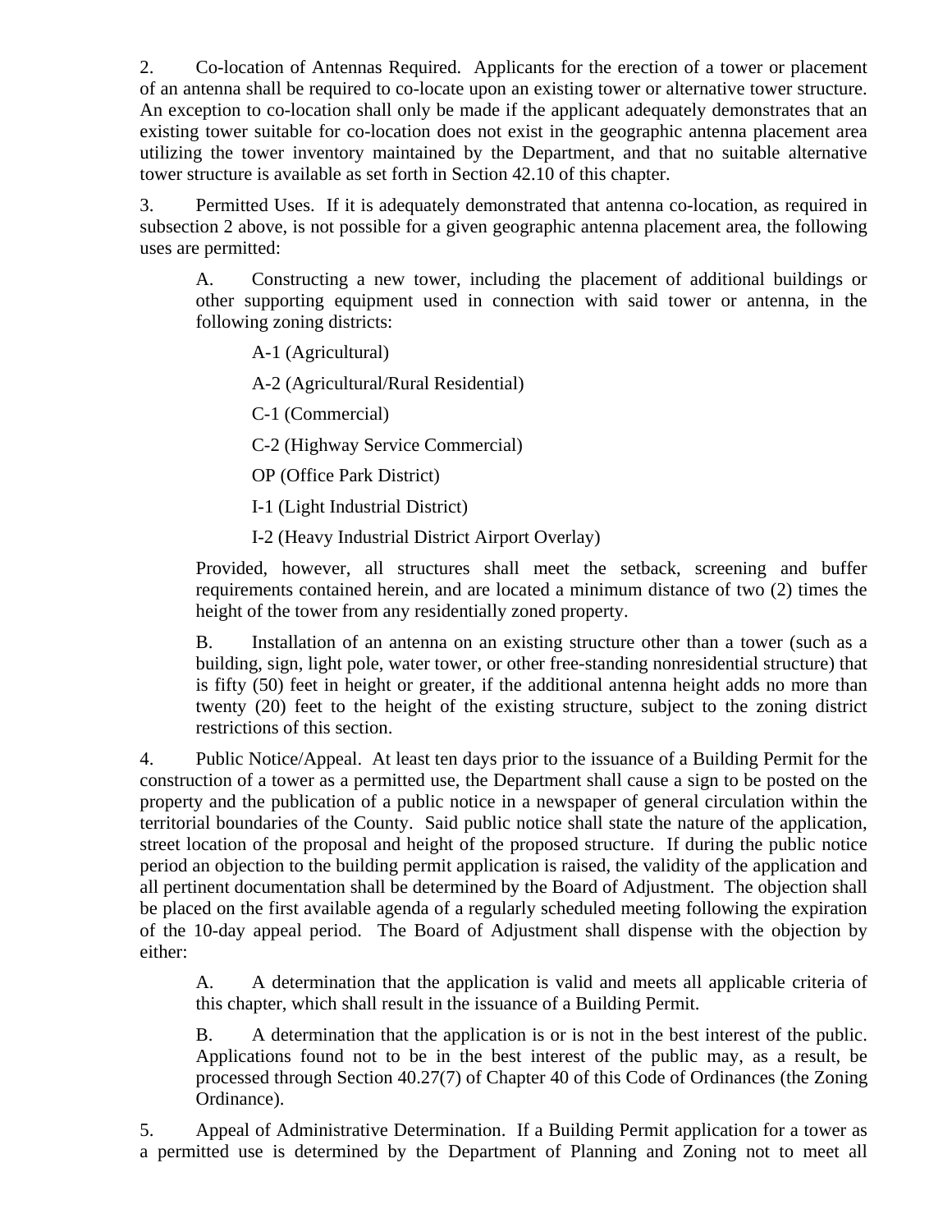2. Co-location of Antennas Required. Applicants for the erection of a tower or placement of an antenna shall be required to co-locate upon an existing tower or alternative tower structure. An exception to co-location shall only be made if the applicant adequately demonstrates that an existing tower suitable for co-location does not exist in the geographic antenna placement area utilizing the tower inventory maintained by the Department, and that no suitable alternative tower structure is available as set forth in Section 42.10 of this chapter.

3. Permitted Uses. If it is adequately demonstrated that antenna co-location, as required in subsection 2 above, is not possible for a given geographic antenna placement area, the following uses are permitted:

A. Constructing a new tower, including the placement of additional buildings or other supporting equipment used in connection with said tower or antenna, in the following zoning districts:

A-1 (Agricultural)

A-2 (Agricultural/Rural Residential)

C-1 (Commercial)

C-2 (Highway Service Commercial)

OP (Office Park District)

I-1 (Light Industrial District)

I-2 (Heavy Industrial District Airport Overlay)

Provided, however, all structures shall meet the setback, screening and buffer requirements contained herein, and are located a minimum distance of two (2) times the height of the tower from any residentially zoned property.

B. Installation of an antenna on an existing structure other than a tower (such as a building, sign, light pole, water tower, or other free-standing nonresidential structure) that is fifty (50) feet in height or greater, if the additional antenna height adds no more than twenty (20) feet to the height of the existing structure, subject to the zoning district restrictions of this section.

4. Public Notice/Appeal. At least ten days prior to the issuance of a Building Permit for the construction of a tower as a permitted use, the Department shall cause a sign to be posted on the property and the publication of a public notice in a newspaper of general circulation within the territorial boundaries of the County. Said public notice shall state the nature of the application, street location of the proposal and height of the proposed structure. If during the public notice period an objection to the building permit application is raised, the validity of the application and all pertinent documentation shall be determined by the Board of Adjustment. The objection shall be placed on the first available agenda of a regularly scheduled meeting following the expiration of the 10-day appeal period. The Board of Adjustment shall dispense with the objection by either:

A. A determination that the application is valid and meets all applicable criteria of this chapter, which shall result in the issuance of a Building Permit.

B. A determination that the application is or is not in the best interest of the public. Applications found not to be in the best interest of the public may, as a result, be processed through Section 40.27(7) of Chapter 40 of this Code of Ordinances (the Zoning Ordinance).

5. Appeal of Administrative Determination. If a Building Permit application for a tower as a permitted use is determined by the Department of Planning and Zoning not to meet all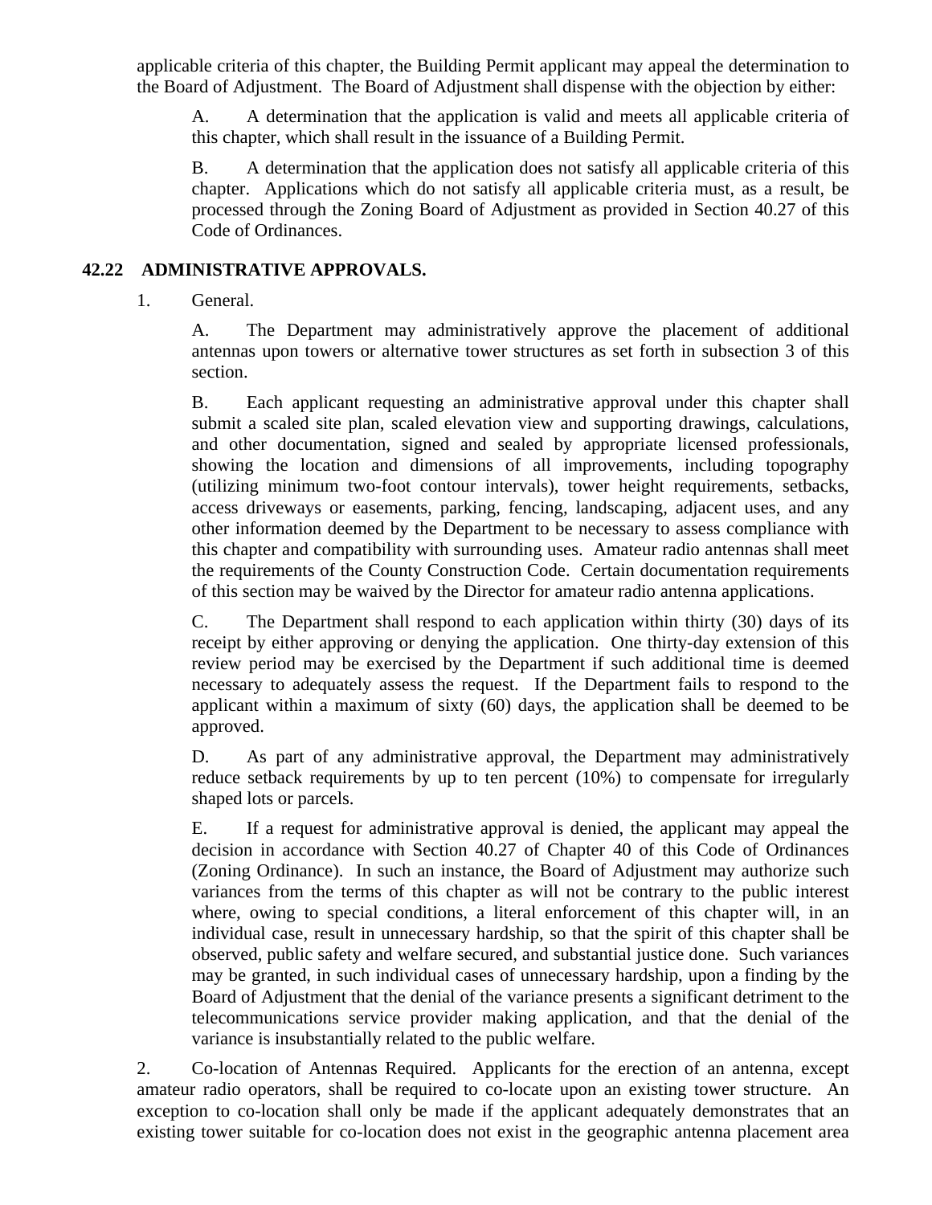applicable criteria of this chapter, the Building Permit applicant may appeal the determination to the Board of Adjustment. The Board of Adjustment shall dispense with the objection by either:

A. A determination that the application is valid and meets all applicable criteria of this chapter, which shall result in the issuance of a Building Permit.

B. A determination that the application does not satisfy all applicable criteria of this chapter. Applications which do not satisfy all applicable criteria must, as a result, be processed through the Zoning Board of Adjustment as provided in Section 40.27 of this Code of Ordinances.

## 42.22 ADMINISTRATIVE APPROVALS.

1. General.

A. The Department may administratively approve the placement of additional antennas upon towers or alternative tower structures as set forth in subsection 3 of this section.

B. Each applicant requesting an administrative approval under this chapter shall submit a scaled site plan, scaled elevation view and supporting drawings, calculations, and other documentation, signed and sealed by appropriate licensed professionals, showing the location and dimensions of all improvements, including topography (utilizing minimum two-foot contour intervals), tower height requirements, setbacks, access driveways or easements, parking, fencing, landscaping, adjacent uses, and any other information deemed by the Department to be necessary to assess compliance with this chapter and compatibility with surrounding uses. Amateur radio antennas shall meet the requirements of the County Construction Code. Certain documentation requirements of this section may be waived by the Director for amateur radio antenna applications.

C. The Department shall respond to each application within thirty (30) days of its receipt by either approving or denying the application. One thirty-day extension of this review period may be exercised by the Department if such additional time is deemed necessary to adequately assess the request. If the Department fails to respond to the applicant within a maximum of sixty (60) days, the application shall be deemed to be approved.

D. As part of any administrative approval, the Department may administratively reduce setback requirements by up to ten percent (10%) to compensate for irregularly shaped lots or parcels.

E. If a request for administrative approval is denied, the applicant may appeal the decision in accordance with Section 40.27 of Chapter 40 of this Code of Ordinances (Zoning Ordinance). In such an instance, the Board of Adjustment may authorize such variances from the terms of this chapter as will not be contrary to the public interest where, owing to special conditions, a literal enforcement of this chapter will, in an individual case, result in unnecessary hardship, so that the spirit of this chapter shall be observed, public safety and welfare secured, and substantial justice done. Such variances may be granted, in such individual cases of unnecessary hardship, upon a finding by the Board of Adjustment that the denial of the variance presents a significant detriment to the telecommunications service provider making application, and that the denial of the variance is insubstantially related to the public welfare.

2. Co-location of Antennas Required. Applicants for the erection of an antenna, except amateur radio operators, shall be required to co-locate upon an existing tower structure. An exception to co-location shall only be made if the applicant adequately demonstrates that an existing tower suitable for co-location does not exist in the geographic antenna placement area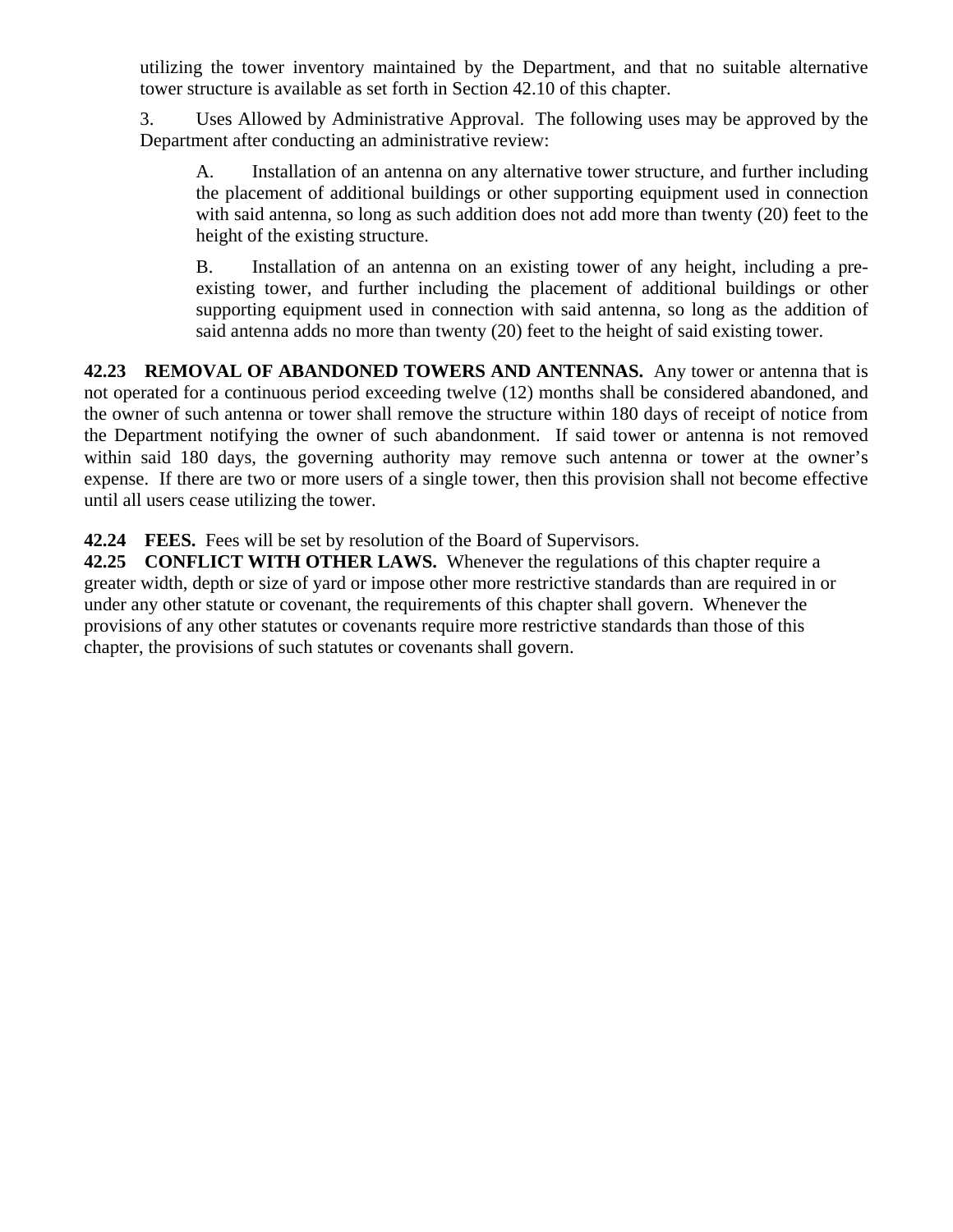utilizing the tower inventory maintained by the Department, and that no suitable alternative tower structure is available as set forth in Section 42.10 of this chapter.

3. Uses Allowed by Administrative Approval. The following uses may be approved by the Department after conducting an administrative review:

A. Installation of an antenna on any alternative tower structure, and further including the placement of additional buildings or other supporting equipment used in connection with said antenna, so long as such addition does not add more than twenty (20) feet to the height of the existing structure.

B. Installation of an antenna on an existing tower of any height, including a pre-existing tower, and further including the placement of additional buildings or other supporting equipment used in connection with said antenna, so long as the addition of said antenna adds no more than twenty (20) feet to the height of said existing tower.

**42.23 REMOVAL OF ABANDONED TOWERS AND ANTENNAS.** Any tower or antenna that is not operated for a continuous period exceeding twelve (12) months shall be considered abandoned, and the owner of such antenna or tower shall remove the structure within 180 days of receipt of notice from the Department notifying the owner of such abandonment. If said tower or antenna is not removed within said 180 days, the governing authority may remove such antenna or tower at the owner's expense. If there are two or more users of a single tower, then this provision shall not become effective until all users cease utilizing the tower.

**42.24 FEES.** Fees will be set by resolution of the Board of Supervisors.

**42.25 CONFLICT WITH OTHER LAWS.** Whenever the regulations of this chapter require a greater width, depth or size of yard or impose other more restrictive standards than are required in or under any other statute or covenant, the requirements of this chapter shall govern. Whenever the provisions of any other statutes or covenants require more restrictive standards than those of this chapter, the provisions of such statutes or covenants shall govern.